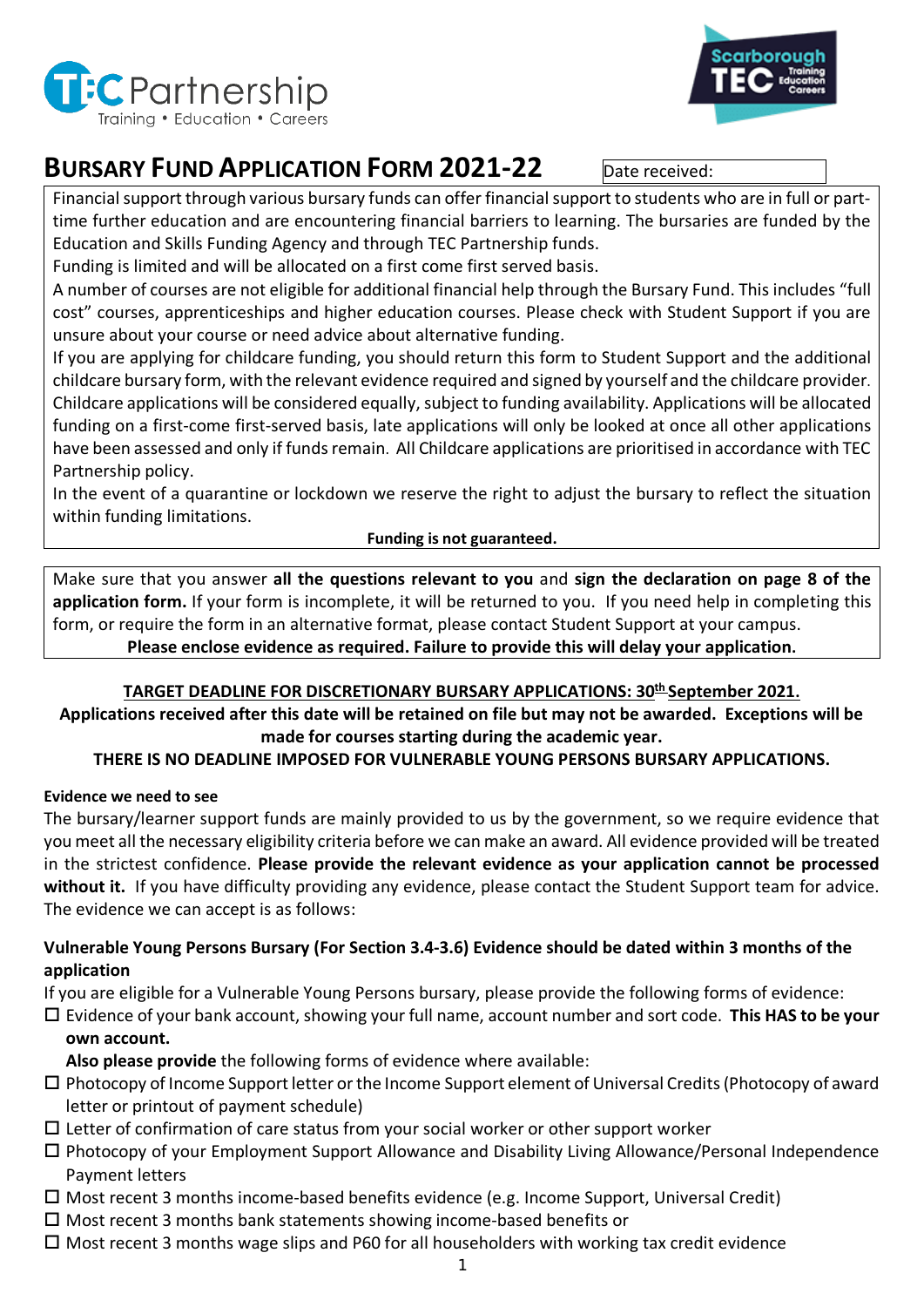# BURSARY FUND APPLICATION FORM 2021-22

Date received:

Financial support through various bursary funds can offer financial support to students who are in full or part-time further education and are encountering financial barriers to learning. The bursaries are funded by the Education and Skills Funding Agency and through TEC Partnership funds.

Funding is limited and will be allocated on a first come first served basis.

A number of courses are not eligible for additional financial help through the Bursary Fund. This includes "full cost" courses, apprenticeships and higher education courses. Please check with Student Support if you are unsure about your course or need advice about alternative funding.

If you are applying for childcare funding, you should return this form to Student Support and the additional childcare bursary form, with the relevant evidence required and signed by yourself and the childcare provider. Childcare applications will be considered equally, subject to funding availability. Applications will be allocated funding on a first-come first-served basis, late applications will only be looked at once all other applications have been assessed and only if funds remain. All Childcare applications are prioritised in accordance with TEC Partnership policy.

In the event of a quarantine or lockdown we reserve the right to adjust the bursary to reflect the situation within funding limitations.

**Funding is not guaranteed.**

Make sure that you answer **all the questions relevant to you** and **sign the declaration on page 8 of the application form.** If your form is incomplete, it will be returned to you. If you need help in completing this form, or require the form in an alternative format, please contact Student Support at your campus.

**Please enclose evidence as required. Failure to provide this will delay your application.**

**TARGET DEADLINE FOR DISCRETIONARY BURSARY APPLICATIONS: 30th September 2021.**

**Applications received after this date will be retained on file but may not be awarded. Exceptions will be made for courses starting during the academic year.**

**THERE IS NO DEADLINE IMPOSED FOR VULNERABLE YOUNG PERSONS BURSARY APPLICATIONS.**

**Evidence we need to see**

The bursary/learner support funds are mainly provided to us by the government, so we require evidence that you meet all the necessary eligibility criteria before we can make an award. All evidence provided will be treated in the strictest confidence. **Please provide the relevant evidence as your application cannot be processed without it.** If you have difficulty providing any evidence, please contact the Student Support team for advice. The evidence we can accept is as follows:

**Vulnerable Young Persons Bursary (For Section 3.4-3.6) Evidence should be dated within 3 months of the application**

If you are eligible for a Vulnerable Young Persons bursary, please provide the following forms of evidence:

- ☐ Evidence of your bank account, showing your full name, account number and sort code. **This HAS to be your own account.**

  **Also please provide** the following forms of evidence where available:
- ☐ Photocopy of Income Support letter or the Income Support element of Universal Credits (Photocopy of award letter or printout of payment schedule)
- ☐ Letter of confirmation of care status from your social worker or other support worker
- ☐ Photocopy of your Employment Support Allowance and Disability Living Allowance/Personal Independence Payment letters
- ☐ Most recent 3 months income-based benefits evidence (e.g. Income Support, Universal Credit)
- ☐ Most recent 3 months bank statements showing income-based benefits or
- ☐ Most recent 3 months wage slips and P60 for all householders with working tax credit evidence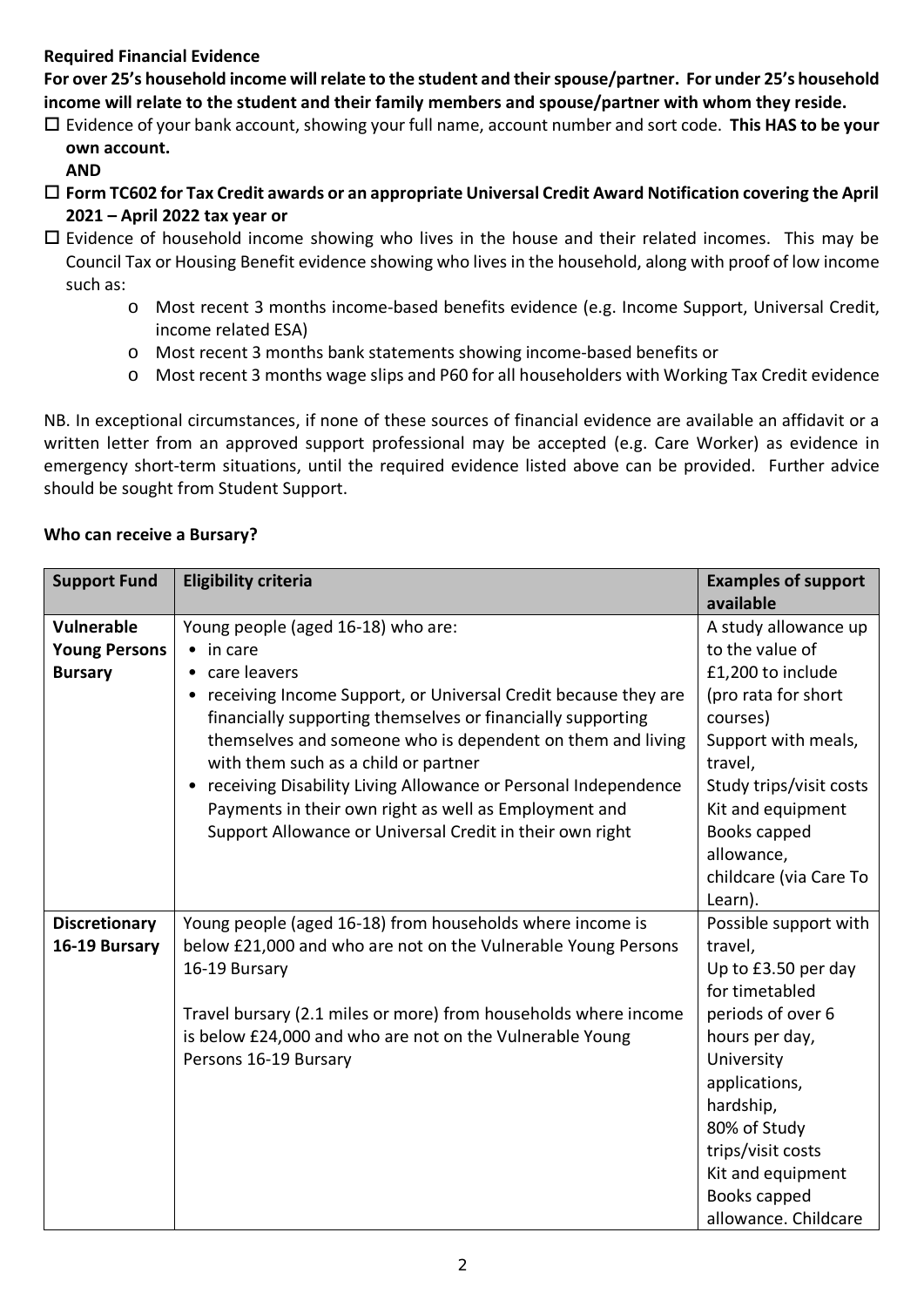**Required Financial Evidence**

**For over 25's household income will relate to the student and their spouse/partner. For under 25's household income will relate to the student and their family members and spouse/partner with whom they reside.**

- ☐ Evidence of your bank account, showing your full name, account number and sort code. **This HAS to be your own account.**

  **AND**

- ☐ **Form TC602 for Tax Credit awards or an appropriate Universal Credit Award Notification covering the April 2021 – April 2022 tax year or**
- ☐ Evidence of household income showing who lives in the house and their related incomes. This may be Council Tax or Housing Benefit evidence showing who lives in the household, along with proof of low income such as:
  - Most recent 3 months income-based benefits evidence (e.g. Income Support, Universal Credit, income related ESA)
  - Most recent 3 months bank statements showing income-based benefits or
  - Most recent 3 months wage slips and P60 for all householders with Working Tax Credit evidence

NB. In exceptional circumstances, if none of these sources of financial evidence are available an affidavit or a written letter from an approved support professional may be accepted (e.g. Care Worker) as evidence in emergency short-term situations, until the required evidence listed above can be provided. Further advice should be sought from Student Support.

**Who can receive a Bursary?**

| Support Fund | Eligibility criteria | Examples of support available |
|---|---|---|
| **Vulnerable Young Persons Bursary** | Young people (aged 16-18) who are:<br>• in care<br>• care leavers<br>• receiving Income Support, or Universal Credit because they are financially supporting themselves or financially supporting themselves and someone who is dependent on them and living with them such as a child or partner<br>• receiving Disability Living Allowance or Personal Independence Payments in their own right as well as Employment and Support Allowance or Universal Credit in their own right | A study allowance up to the value of £1,200 to include (pro rata for short courses)<br>Support with meals, travel,<br>Study trips/visit costs<br>Kit and equipment<br>Books capped allowance,<br>childcare (via Care To Learn). |
| **Discretionary 16-19 Bursary** | Young people (aged 16-18) from households where income is below £21,000 and who are not on the Vulnerable Young Persons 16-19 Bursary<br><br>Travel bursary (2.1 miles or more) from households where income is below £24,000 and who are not on the Vulnerable Young Persons 16-19 Bursary | Possible support with travel,<br>Up to £3.50 per day for timetabled periods of over 6 hours per day,<br>University applications,<br>hardship,<br>80% of Study trips/visit costs<br>Kit and equipment<br>Books capped allowance. Childcare |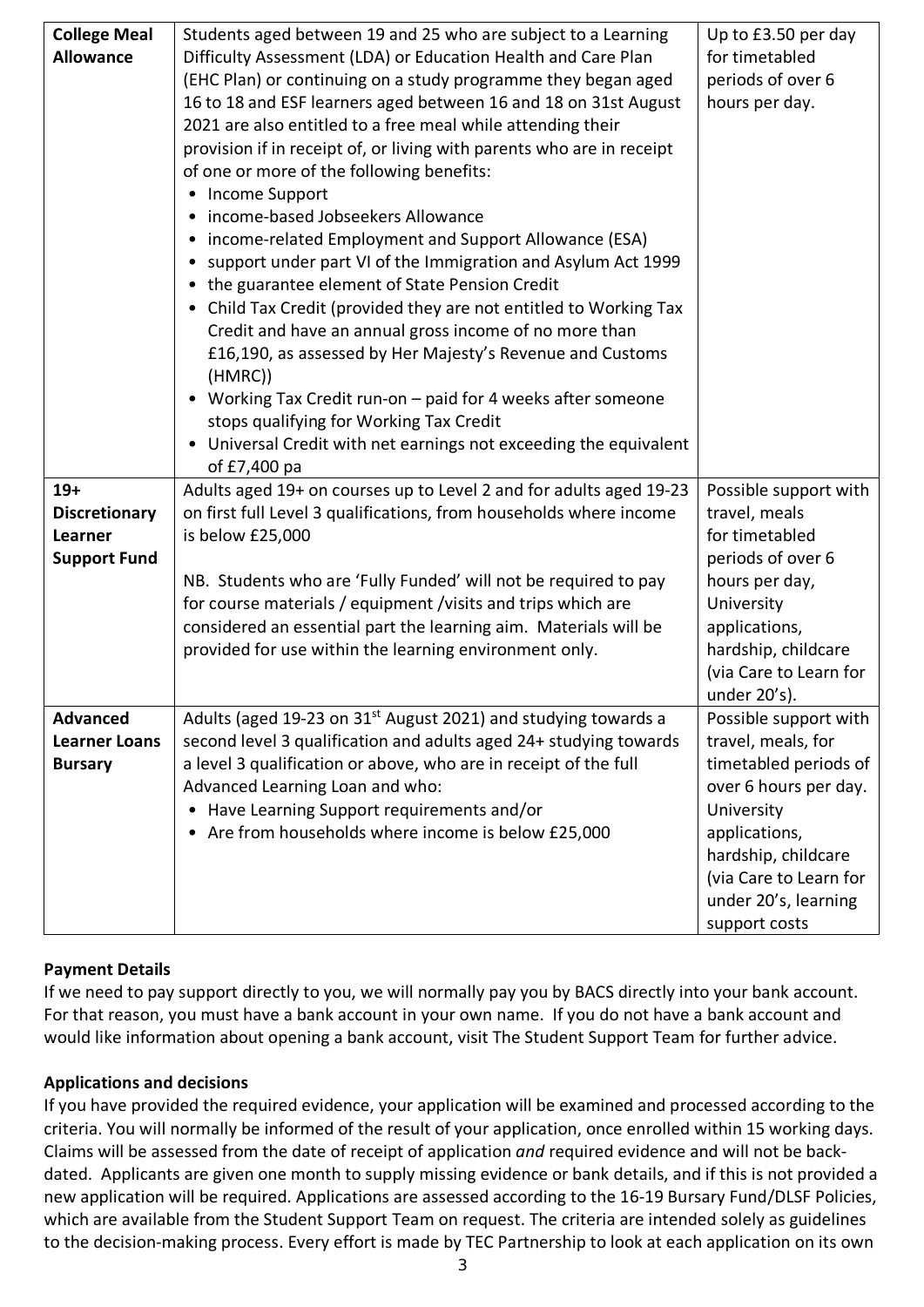| **College Meal Allowance** | Students aged between 19 and 25 who are subject to a Learning Difficulty Assessment (LDA) or Education Health and Care Plan (EHC Plan) or continuing on a study programme they began aged 16 to 18 and ESF learners aged between 16 and 18 on 31st August 2021 are also entitled to a free meal while attending their provision if in receipt of, or living with parents who are in receipt of one or more of the following benefits:<br>• Income Support<br>• income-based Jobseekers Allowance<br>• income-related Employment and Support Allowance (ESA)<br>• support under part VI of the Immigration and Asylum Act 1999<br>• the guarantee element of State Pension Credit<br>• Child Tax Credit (provided they are not entitled to Working Tax Credit and have an annual gross income of no more than £16,190, as assessed by Her Majesty's Revenue and Customs (HMRC))<br>• Working Tax Credit run-on – paid for 4 weeks after someone stops qualifying for Working Tax Credit<br>• Universal Credit with net earnings not exceeding the equivalent of £7,400 pa | Up to £3.50 per day for timetabled periods of over 6 hours per day. |
|---|---|---|
| **19+ Discretionary Learner Support Fund** | Adults aged 19+ on courses up to Level 2 and for adults aged 19-23 on first full Level 3 qualifications, from households where income is below £25,000<br><br>NB. Students who are 'Fully Funded' will not be required to pay for course materials / equipment /visits and trips which are considered an essential part the learning aim. Materials will be provided for use within the learning environment only. | Possible support with travel, meals for timetabled periods of over 6 hours per day, University applications, hardship, childcare (via Care to Learn for under 20's). |
| **Advanced Learner Loans Bursary** | Adults (aged 19-23 on 31st August 2021) and studying towards a second level 3 qualification and adults aged 24+ studying towards a level 3 qualification or above, who are in receipt of the full Advanced Learning Loan and who:<br>• Have Learning Support requirements and/or<br>• Are from households where income is below £25,000 | Possible support with travel, meals, for timetabled periods of over 6 hours per day. University applications, hardship, childcare (via Care to Learn for under 20's, learning support costs |

**Payment Details**

If we need to pay support directly to you, we will normally pay you by BACS directly into your bank account. For that reason, you must have a bank account in your own name. If you do not have a bank account and would like information about opening a bank account, visit The Student Support Team for further advice.

**Applications and decisions**

If you have provided the required evidence, your application will be examined and processed according to the criteria. You will normally be informed of the result of your application, once enrolled within 15 working days. Claims will be assessed from the date of receipt of application *and* required evidence and will not be back-dated. Applicants are given one month to supply missing evidence or bank details, and if this is not provided a new application will be required. Applications are assessed according to the 16-19 Bursary Fund/DLSF Policies, which are available from the Student Support Team on request. The criteria are intended solely as guidelines to the decision-making process. Every effort is made by TEC Partnership to look at each application on its own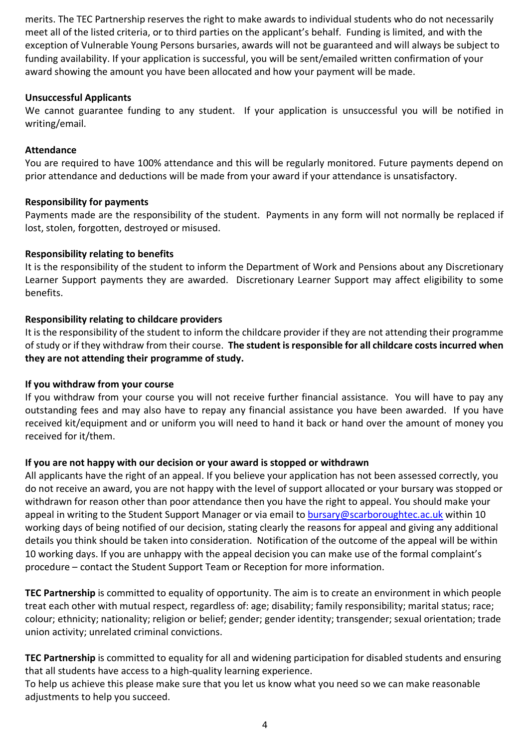merits. The TEC Partnership reserves the right to make awards to individual students who do not necessarily meet all of the listed criteria, or to third parties on the applicant's behalf. Funding is limited, and with the exception of Vulnerable Young Persons bursaries, awards will not be guaranteed and will always be subject to funding availability. If your application is successful, you will be sent/emailed written confirmation of your award showing the amount you have been allocated and how your payment will be made.

**Unsuccessful Applicants**

We cannot guarantee funding to any student. If your application is unsuccessful you will be notified in writing/email.

**Attendance**

You are required to have 100% attendance and this will be regularly monitored. Future payments depend on prior attendance and deductions will be made from your award if your attendance is unsatisfactory.

**Responsibility for payments**

Payments made are the responsibility of the student. Payments in any form will not normally be replaced if lost, stolen, forgotten, destroyed or misused.

**Responsibility relating to benefits**

It is the responsibility of the student to inform the Department of Work and Pensions about any Discretionary Learner Support payments they are awarded. Discretionary Learner Support may affect eligibility to some benefits.

**Responsibility relating to childcare providers**

It is the responsibility of the student to inform the childcare provider if they are not attending their programme of study or if they withdraw from their course. **The student is responsible for all childcare costs incurred when they are not attending their programme of study.**

**If you withdraw from your course**

If you withdraw from your course you will not receive further financial assistance. You will have to pay any outstanding fees and may also have to repay any financial assistance you have been awarded. If you have received kit/equipment and or uniform you will need to hand it back or hand over the amount of money you received for it/them.

**If you are not happy with our decision or your award is stopped or withdrawn**

All applicants have the right of an appeal. If you believe your application has not been assessed correctly, you do not receive an award, you are not happy with the level of support allocated or your bursary was stopped or withdrawn for reason other than poor attendance then you have the right to appeal. You should make your appeal in writing to the Student Support Manager or via email to bursary@scarboroughtec.ac.uk within 10 working days of being notified of our decision, stating clearly the reasons for appeal and giving any additional details you think should be taken into consideration. Notification of the outcome of the appeal will be within 10 working days. If you are unhappy with the appeal decision you can make use of the formal complaint's procedure – contact the Student Support Team or Reception for more information.

**TEC Partnership** is committed to equality of opportunity. The aim is to create an environment in which people treat each other with mutual respect, regardless of: age; disability; family responsibility; marital status; race; colour; ethnicity; nationality; religion or belief; gender; gender identity; transgender; sexual orientation; trade union activity; unrelated criminal convictions.

**TEC Partnership** is committed to equality for all and widening participation for disabled students and ensuring that all students have access to a high-quality learning experience.
To help us achieve this please make sure that you let us know what you need so we can make reasonable adjustments to help you succeed.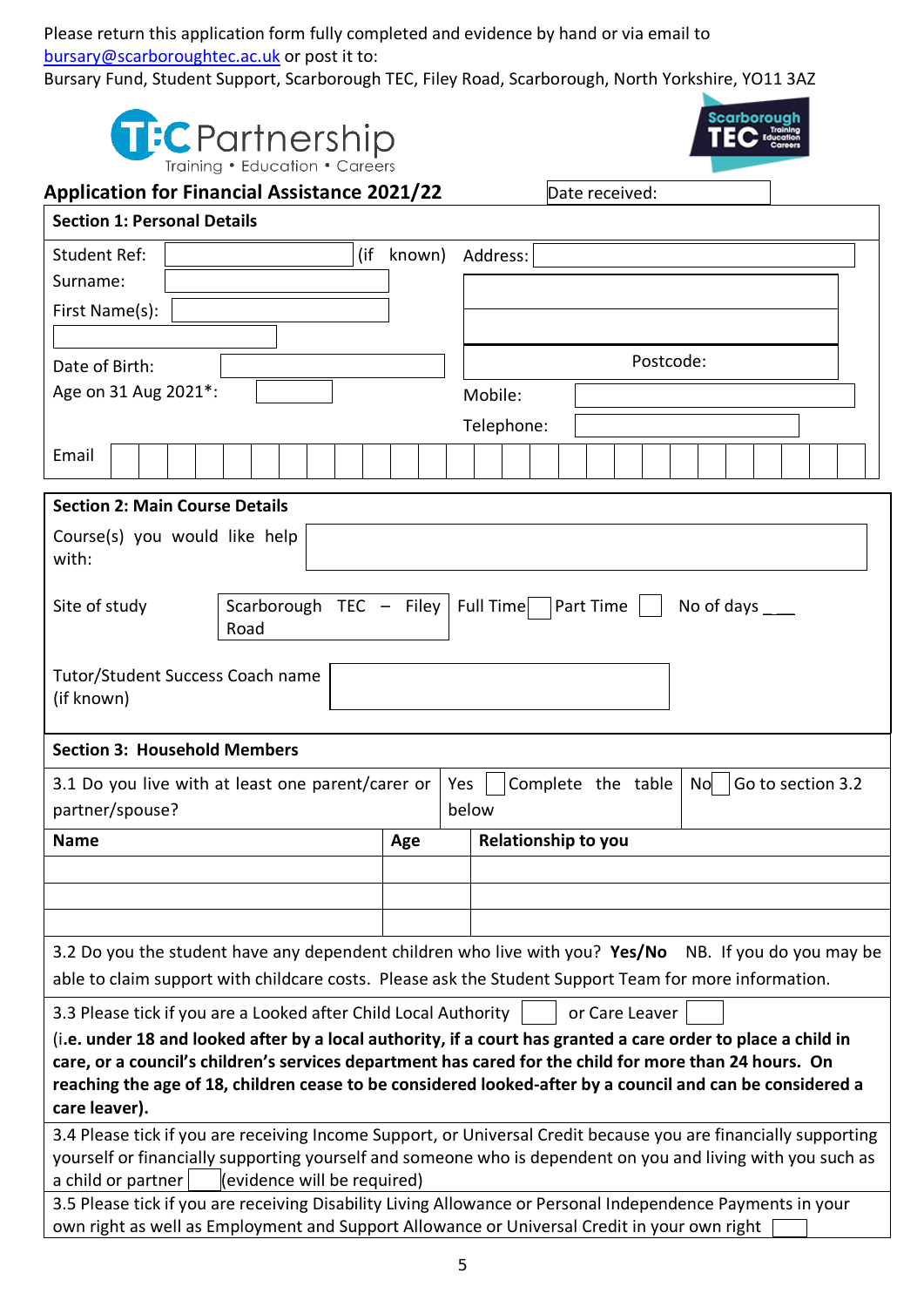Please return this application form fully completed and evidence by hand or via email to bursary@scarboroughtec.ac.uk or post it to:
Bursary Fund, Student Support, Scarborough TEC, Filey Road, Scarborough, North Yorkshire, YO11 3AZ

TEC Partnership
Training • Education • Careers

Scarborough TEC Training Education Careers

## Application for Financial Assistance 2021/22

Date received:

### Section 1: Personal Details

| | | | |
|---|---|---|---|
| Student Ref: | (if known) | Address: | |
| Surname: | | | |
| First Name(s): | | | |
| Date of Birth: | | | Postcode: |
| Age on 31 Aug 2021*: | | Mobile: | |
| | | Telephone: | |
| Email | | | |

### Section 2: Main Course Details

| | | | |
|---|---|---|---|
| Course(s) you would like help with: | | | |
| Site of study | Scarborough TEC – Filey Road | Full Time ☐ Part Time ☐ | No of days ___ |
| Tutor/Student Success Coach name (if known) | | | |

### Section 3: Household Members

3.1 Do you live with at least one parent/carer or partner/spouse? Yes ☐ Complete the table below No ☐ Go to section 3.2

| Name | Age | Relationship to you |
|---|---|---|
| | | |
| | | |
| | | |

3.2 Do you the student have any dependent children who live with you? **Yes/No** NB. If you do you may be able to claim support with childcare costs. Please ask the Student Support Team for more information.

3.3 Please tick if you are a Looked after Child Local Authority ☐ or Care Leaver ☐
(**i.e. under 18 and looked after by a local authority, if a court has granted a care order to place a child in care, or a council's children's services department has cared for the child for more than 24 hours. On reaching the age of 18, children cease to be considered looked-after by a council and can be considered a care leaver).**

3.4 Please tick if you are receiving Income Support, or Universal Credit because you are financially supporting yourself or financially supporting yourself and someone who is dependent on you and living with you such as a child or partner ☐ (evidence will be required)

3.5 Please tick if you are receiving Disability Living Allowance or Personal Independence Payments in your own right as well as Employment and Support Allowance or Universal Credit in your own right ☐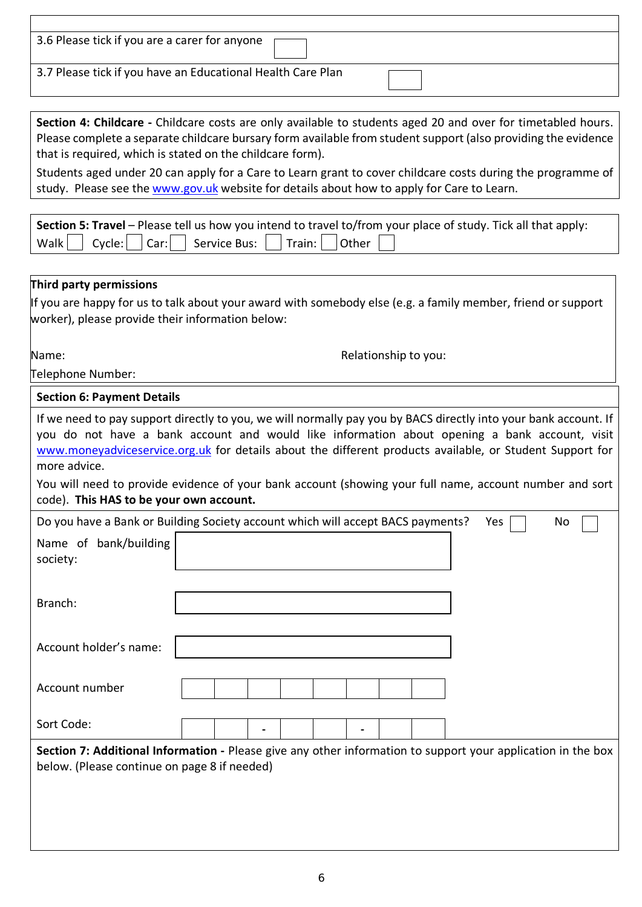3.6 Please tick if you are a carer for anyone ☐

3.7 Please tick if you have an Educational Health Care Plan ☐

**Section 4: Childcare -** Childcare costs are only available to students aged 20 and over for timetabled hours. Please complete a separate childcare bursary form available from student support (also providing the evidence that is required, which is stated on the childcare form).

Students aged under 20 can apply for a Care to Learn grant to cover childcare costs during the programme of study. Please see the www.gov.uk website for details about how to apply for Care to Learn.

**Section 5: Travel** – Please tell us how you intend to travel to/from your place of study. Tick all that apply:

Walk ☐ Cycle: ☐ Car: ☐ Service Bus: ☐ Train: ☐ Other ☐

**Third party permissions**

If you are happy for us to talk about your award with somebody else (e.g. a family member, friend or support worker), please provide their information below:

Name: Relationship to you:

Telephone Number:

**Section 6: Payment Details**

If we need to pay support directly to you, we will normally pay you by BACS directly into your bank account. If you do not have a bank account and would like information about opening a bank account, visit www.moneyadviceservice.org.uk for details about the different products available, or Student Support for more advice.

You will need to provide evidence of your bank account (showing your full name, account number and sort code). **This HAS to be your own account.**

Do you have a Bank or Building Society account which will accept BACS payments? Yes ☐ No ☐

Name of bank/building society:

Branch:

Account holder's name:

Account number

| | | | | | | | |
|---|---|---|---|---|---|---|---|
| | | | | | | | |

Sort Code:

| | | | | | | | |
|---|---|---|---|---|---|---|---|
| | | - | | | - | | |

**Section 7: Additional Information -** Please give any other information to support your application in the box below. (Please continue on page 8 if needed)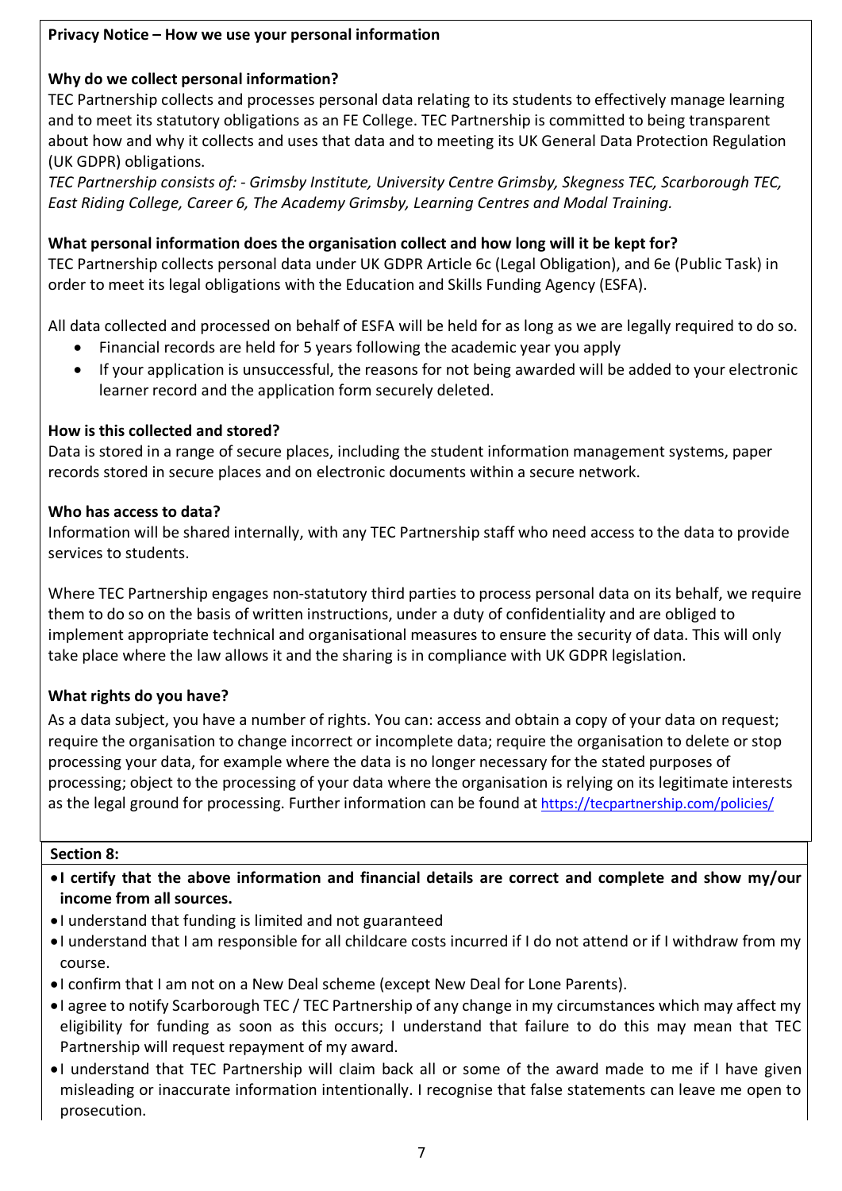**Privacy Notice – How we use your personal information**

**Why do we collect personal information?**

TEC Partnership collects and processes personal data relating to its students to effectively manage learning and to meet its statutory obligations as an FE College. TEC Partnership is committed to being transparent about how and why it collects and uses that data and to meeting its UK General Data Protection Regulation (UK GDPR) obligations.

*TEC Partnership consists of: - Grimsby Institute, University Centre Grimsby, Skegness TEC, Scarborough TEC, East Riding College, Career 6, The Academy Grimsby, Learning Centres and Modal Training.*

**What personal information does the organisation collect and how long will it be kept for?**

TEC Partnership collects personal data under UK GDPR Article 6c (Legal Obligation), and 6e (Public Task) in order to meet its legal obligations with the Education and Skills Funding Agency (ESFA).

All data collected and processed on behalf of ESFA will be held for as long as we are legally required to do so.

- Financial records are held for 5 years following the academic year you apply
- If your application is unsuccessful, the reasons for not being awarded will be added to your electronic learner record and the application form securely deleted.

**How is this collected and stored?**

Data is stored in a range of secure places, including the student information management systems, paper records stored in secure places and on electronic documents within a secure network.

**Who has access to data?**

Information will be shared internally, with any TEC Partnership staff who need access to the data to provide services to students.

Where TEC Partnership engages non-statutory third parties to process personal data on its behalf, we require them to do so on the basis of written instructions, under a duty of confidentiality and are obliged to implement appropriate technical and organisational measures to ensure the security of data. This will only take place where the law allows it and the sharing is in compliance with UK GDPR legislation.

**What rights do you have?**

As a data subject, you have a number of rights. You can: access and obtain a copy of your data on request; require the organisation to change incorrect or incomplete data; require the organisation to delete or stop processing your data, for example where the data is no longer necessary for the stated purposes of processing; object to the processing of your data where the organisation is relying on its legitimate interests as the legal ground for processing. Further information can be found at https://tecpartnership.com/policies/

**Section 8:**

- **I certify that the above information and financial details are correct and complete and show my/our income from all sources.**
- I understand that funding is limited and not guaranteed
- I understand that I am responsible for all childcare costs incurred if I do not attend or if I withdraw from my course.
- I confirm that I am not on a New Deal scheme (except New Deal for Lone Parents).
- I agree to notify Scarborough TEC / TEC Partnership of any change in my circumstances which may affect my eligibility for funding as soon as this occurs; I understand that failure to do this may mean that TEC Partnership will request repayment of my award.
- I understand that TEC Partnership will claim back all or some of the award made to me if I have given misleading or inaccurate information intentionally. I recognise that false statements can leave me open to prosecution.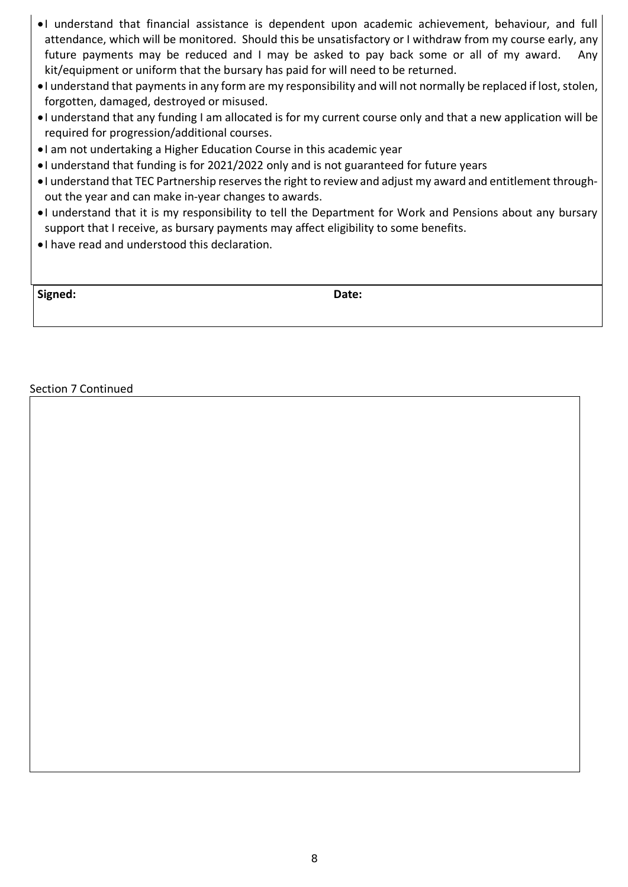- I understand that financial assistance is dependent upon academic achievement, behaviour, and full attendance, which will be monitored. Should this be unsatisfactory or I withdraw from my course early, any future payments may be reduced and I may be asked to pay back some or all of my award. Any kit/equipment or uniform that the bursary has paid for will need to be returned.
- I understand that payments in any form are my responsibility and will not normally be replaced if lost, stolen, forgotten, damaged, destroyed or misused.
- I understand that any funding I am allocated is for my current course only and that a new application will be required for progression/additional courses.
- I am not undertaking a Higher Education Course in this academic year
- I understand that funding is for 2021/2022 only and is not guaranteed for future years
- I understand that TEC Partnership reserves the right to review and adjust my award and entitlement throughout the year and can make in-year changes to awards.
- I understand that it is my responsibility to tell the Department for Work and Pensions about any bursary support that I receive, as bursary payments may affect eligibility to some benefits.
- I have read and understood this declaration.

| | |
|---|---|
| **Signed:** | **Date:** |

Section 7 Continued